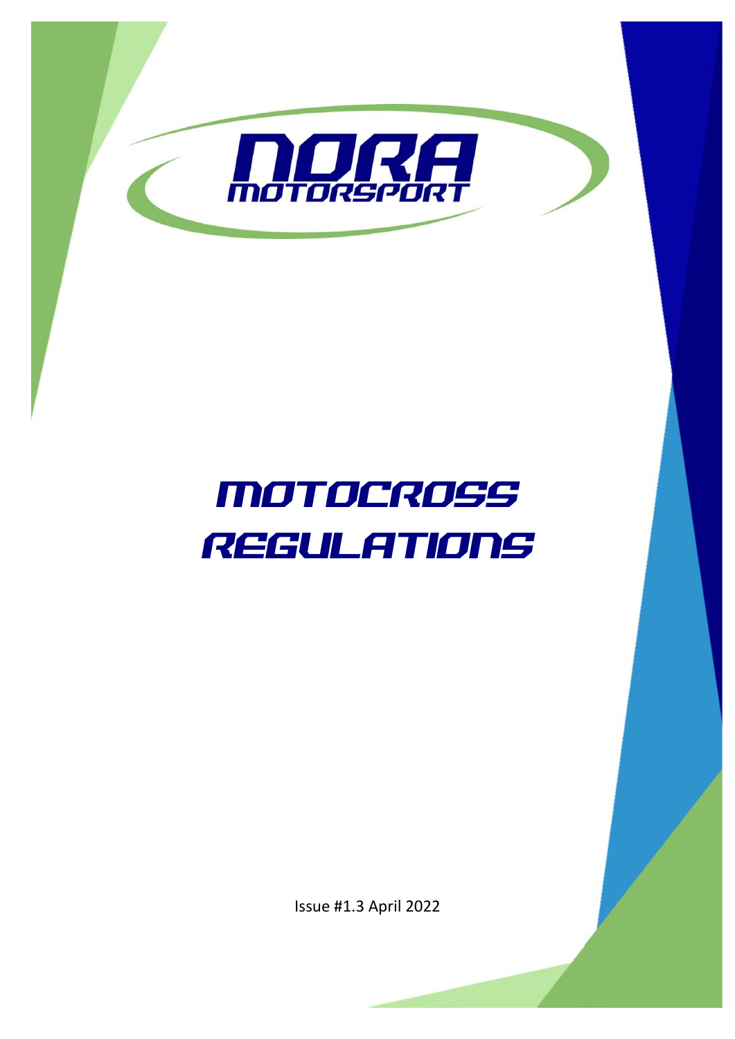NORA MOTORSPORT

# MOTOCROSS REGULATIONS

Issue #1.3 April 2022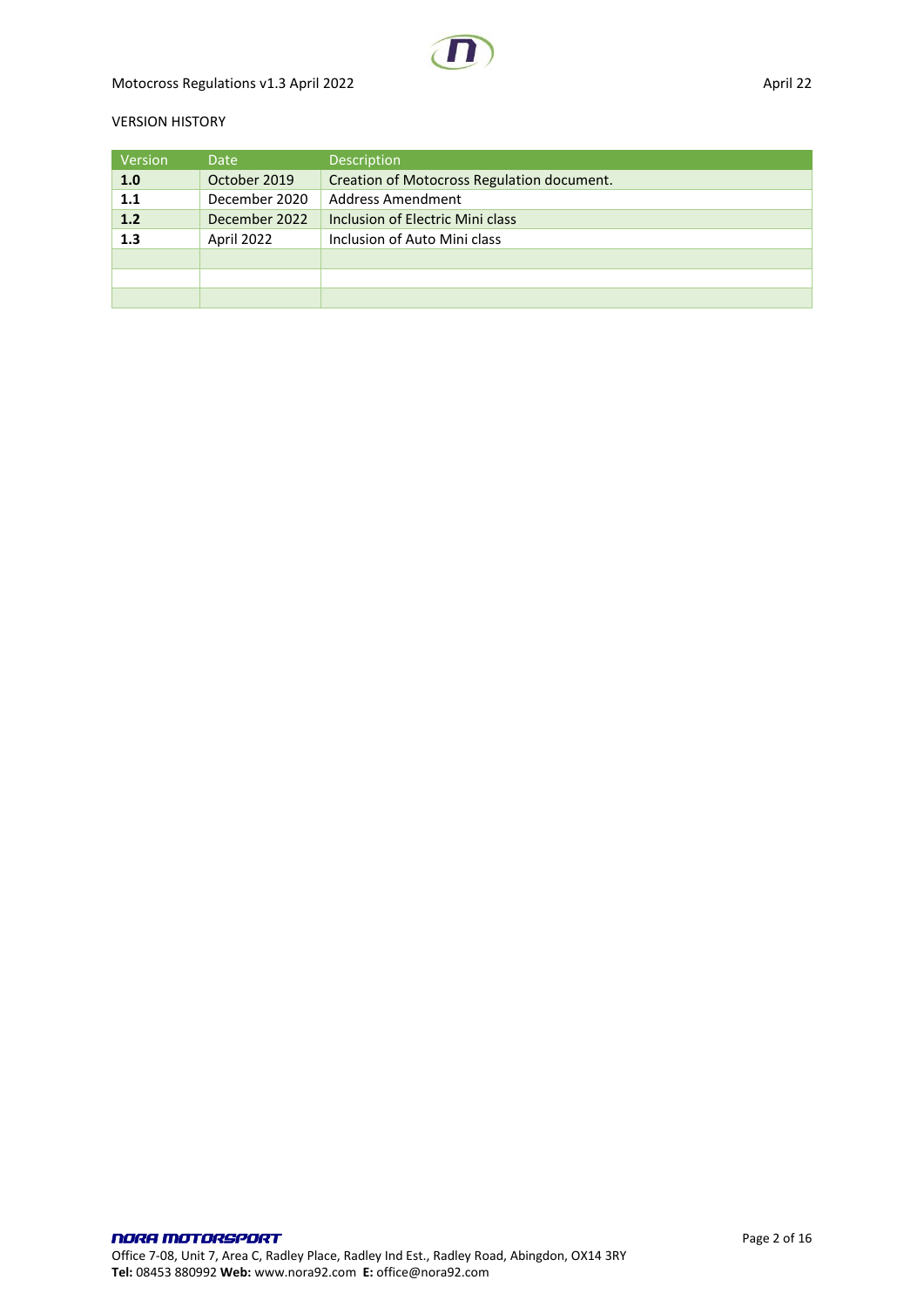VERSION HISTORY

| Version | Date | Description |
|---|---|---|
| **1.0** | October 2019 | Creation of Motocross Regulation document. |
| **1.1** | December 2020 | Address Amendment |
| **1.2** | December 2022 | Inclusion of Electric Mini class |
| **1.3** | April 2022 | Inclusion of Auto Mini class |
| | | |
| | | |
| | | |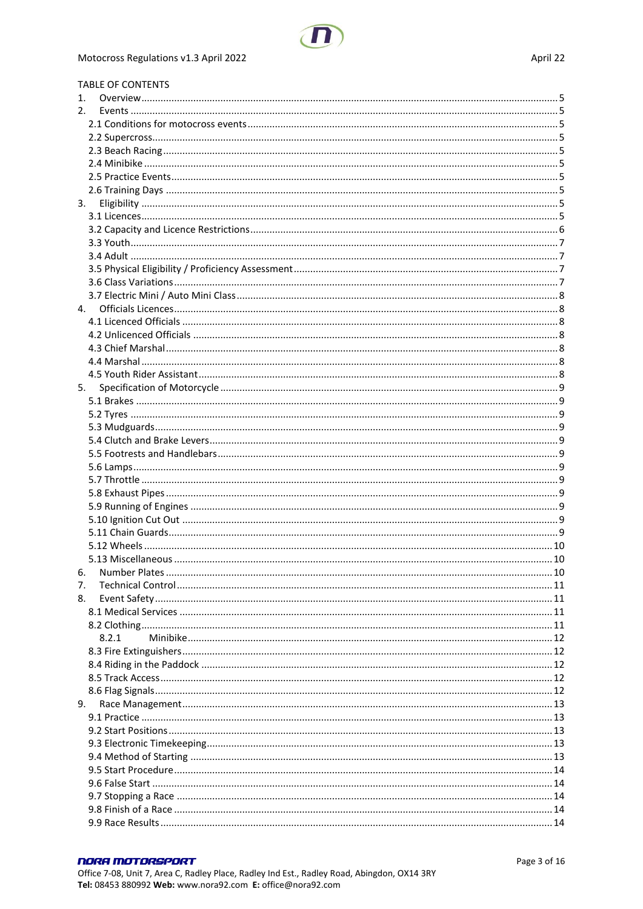TABLE OF CONTENTS

1. Overview .......... 5
2. Events .......... 5
   - 2.1 Conditions for motocross events .......... 5
   - 2.2 Supercross .......... 5
   - 2.3 Beach Racing .......... 5
   - 2.4 Minibike .......... 5
   - 2.5 Practice Events .......... 5
   - 2.6 Training Days .......... 5
3. Eligibility .......... 5
   - 3.1 Licences .......... 5
   - 3.2 Capacity and Licence Restrictions .......... 6
   - 3.3 Youth .......... 7
   - 3.4 Adult .......... 7
   - 3.5 Physical Eligibility / Proficiency Assessment .......... 7
   - 3.6 Class Variations .......... 7
   - 3.7 Electric Mini / Auto Mini Class .......... 8
4. Officials Licences .......... 8
   - 4.1 Licenced Officials .......... 8
   - 4.2 Unlicenced Officials .......... 8
   - 4.3 Chief Marshal .......... 8
   - 4.4 Marshal .......... 8
   - 4.5 Youth Rider Assistant .......... 8
5. Specification of Motorcycle .......... 9
   - 5.1 Brakes .......... 9
   - 5.2 Tyres .......... 9
   - 5.3 Mudguards .......... 9
   - 5.4 Clutch and Brake Levers .......... 9
   - 5.5 Footrests and Handlebars .......... 9
   - 5.6 Lamps .......... 9
   - 5.7 Throttle .......... 9
   - 5.8 Exhaust Pipes .......... 9
   - 5.9 Running of Engines .......... 9
   - 5.10 Ignition Cut Out .......... 9
   - 5.11 Chain Guards .......... 9
   - 5.12 Wheels .......... 10
   - 5.13 Miscellaneous .......... 10
6. Number Plates .......... 10
7. Technical Control .......... 11
8. Event Safety .......... 11
   - 8.1 Medical Services .......... 11
   - 8.2 Clothing .......... 11
     - 8.2.1 Minibike .......... 12
   - 8.3 Fire Extinguishers .......... 12
   - 8.4 Riding in the Paddock .......... 12
   - 8.5 Track Access .......... 12
   - 8.6 Flag Signals .......... 12
9. Race Management .......... 13
   - 9.1 Practice .......... 13
   - 9.2 Start Positions .......... 13
   - 9.3 Electronic Timekeeping .......... 13
   - 9.4 Method of Starting .......... 13
   - 9.5 Start Procedure .......... 14
   - 9.6 False Start .......... 14
   - 9.7 Stopping a Race .......... 14
   - 9.8 Finish of a Race .......... 14
   - 9.9 Race Results .......... 14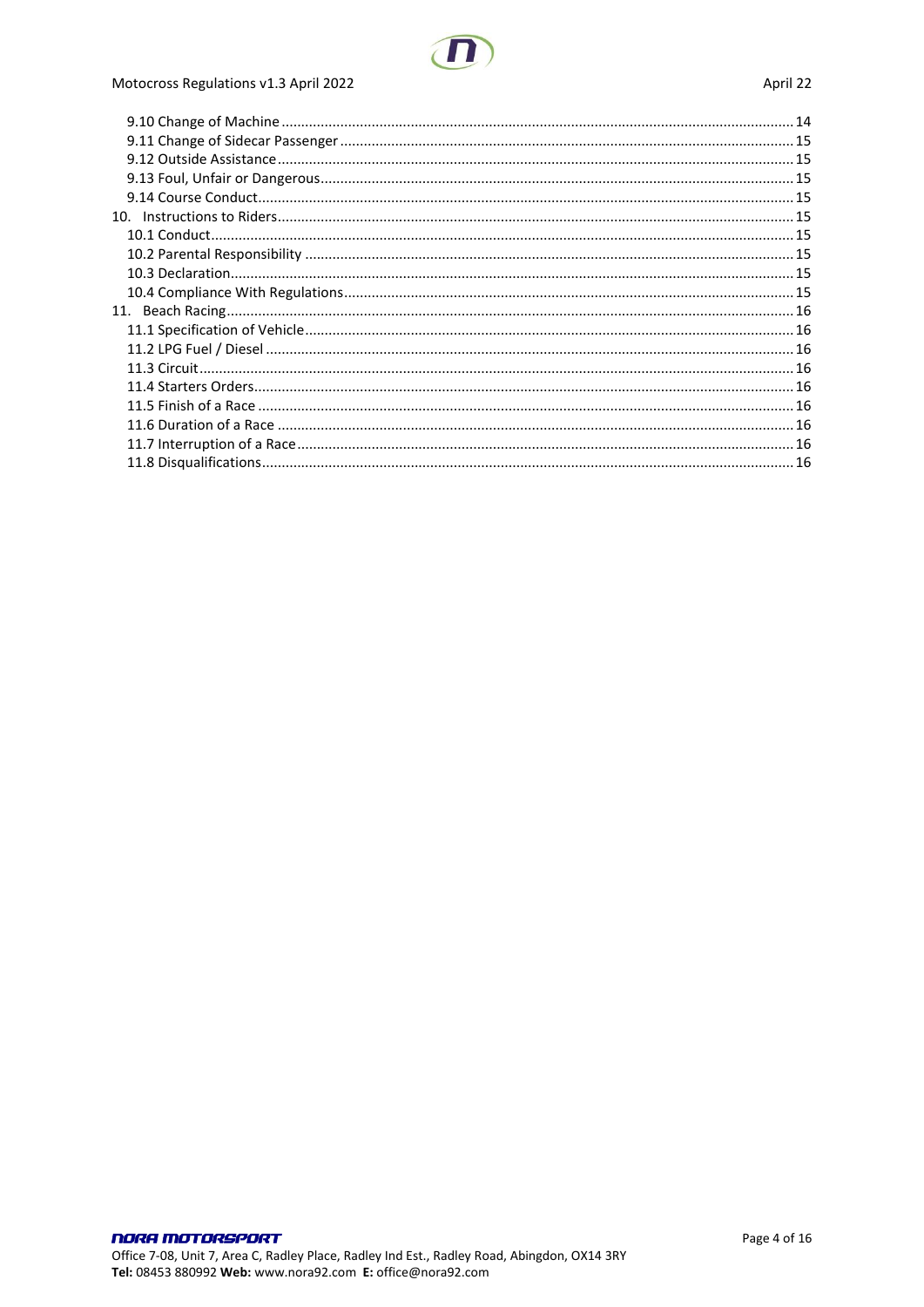9.10 Change of Machine ..... 14
9.11 Change of Sidecar Passenger ..... 15
9.12 Outside Assistance ..... 15
9.13 Foul, Unfair or Dangerous ..... 15
9.14 Course Conduct ..... 15
10. Instructions to Riders ..... 15
10.1 Conduct ..... 15
10.2 Parental Responsibility ..... 15
10.3 Declaration ..... 15
10.4 Compliance With Regulations ..... 15
11. Beach Racing ..... 16
11.1 Specification of Vehicle ..... 16
11.2 LPG Fuel / Diesel ..... 16
11.3 Circuit ..... 16
11.4 Starters Orders ..... 16
11.5 Finish of a Race ..... 16
11.6 Duration of a Race ..... 16
11.7 Interruption of a Race ..... 16
11.8 Disqualifications ..... 16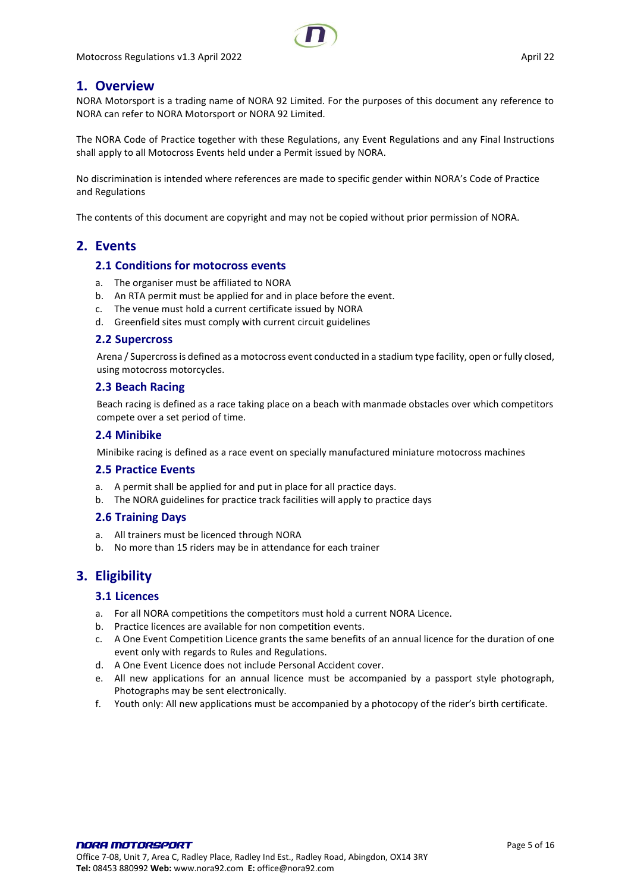# 1. Overview

NORA Motorsport is a trading name of NORA 92 Limited. For the purposes of this document any reference to NORA can refer to NORA Motorsport or NORA 92 Limited.

The NORA Code of Practice together with these Regulations, any Event Regulations and any Final Instructions shall apply to all Motocross Events held under a Permit issued by NORA.

No discrimination is intended where references are made to specific gender within NORA's Code of Practice and Regulations

The contents of this document are copyright and may not be copied without prior permission of NORA.

# 2. Events

## 2.1 Conditions for motocross events

a. The organiser must be affiliated to NORA
b. An RTA permit must be applied for and in place before the event.
c. The venue must hold a current certificate issued by NORA
d. Greenfield sites must comply with current circuit guidelines

## 2.2 Supercross

Arena / Supercross is defined as a motocross event conducted in a stadium type facility, open or fully closed, using motocross motorcycles.

## 2.3 Beach Racing

Beach racing is defined as a race taking place on a beach with manmade obstacles over which competitors compete over a set period of time.

## 2.4 Minibike

Minibike racing is defined as a race event on specially manufactured miniature motocross machines

## 2.5 Practice Events

a. A permit shall be applied for and put in place for all practice days.
b. The NORA guidelines for practice track facilities will apply to practice days

## 2.6 Training Days

a. All trainers must be licenced through NORA
b. No more than 15 riders may be in attendance for each trainer

# 3. Eligibility

## 3.1 Licences

a. For all NORA competitions the competitors must hold a current NORA Licence.
b. Practice licences are available for non competition events.
c. A One Event Competition Licence grants the same benefits of an annual licence for the duration of one event only with regards to Rules and Regulations.
d. A One Event Licence does not include Personal Accident cover.
e. All new applications for an annual licence must be accompanied by a passport style photograph, Photographs may be sent electronically.
f. Youth only: All new applications must be accompanied by a photocopy of the rider's birth certificate.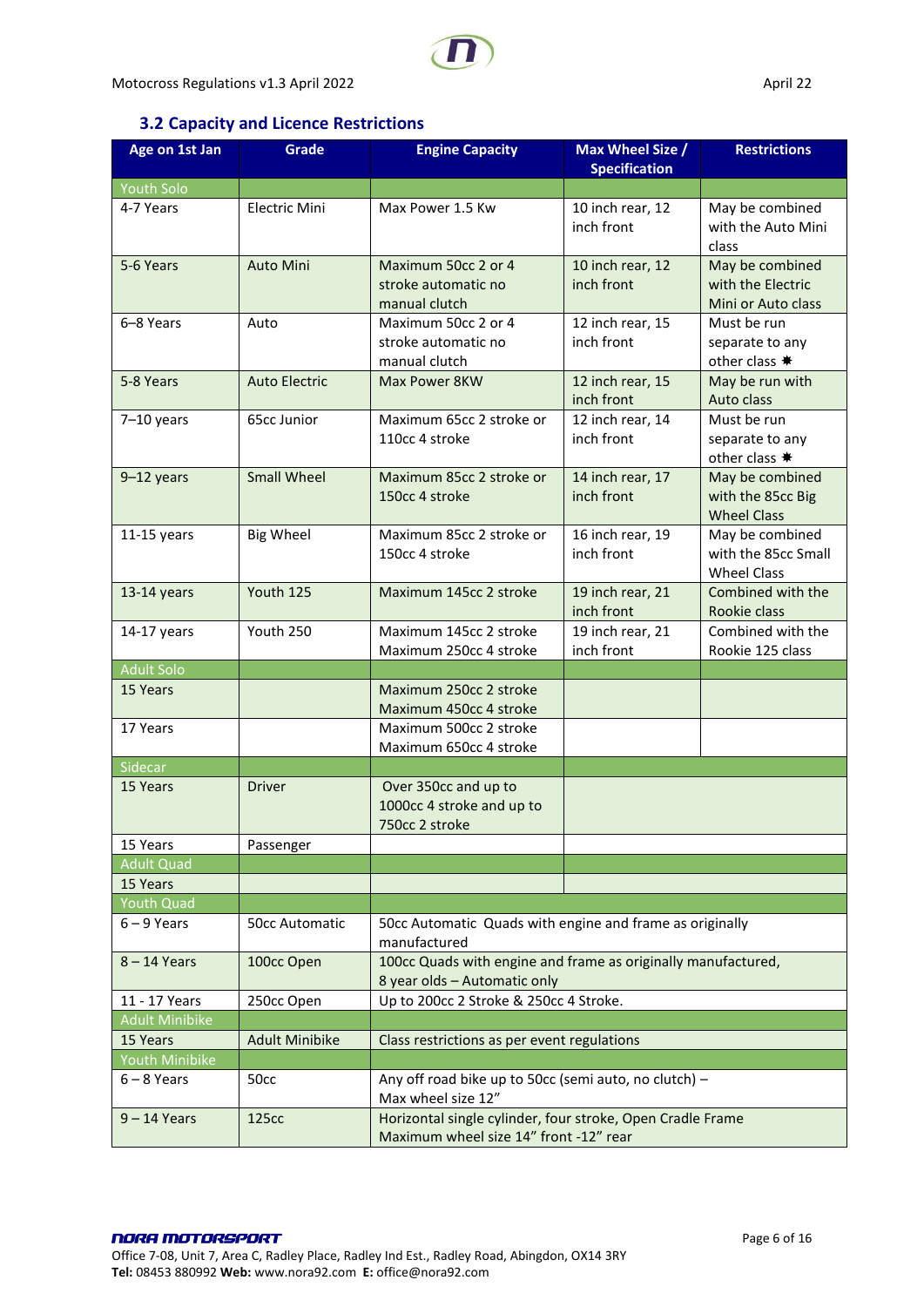### 3.2 Capacity and Licence Restrictions

| Age on 1st Jan | Grade | Engine Capacity | Max Wheel Size / Specification | Restrictions |
|---|---|---|---|---|
| Youth Solo | | | | |
| 4-7 Years | Electric Mini | Max Power 1.5 Kw | 10 inch rear, 12 inch front | May be combined with the Auto Mini class |
| 5-6 Years | Auto Mini | Maximum 50cc 2 or 4 stroke automatic no manual clutch | 10 inch rear, 12 inch front | May be combined with the Electric Mini or Auto class |
| 6–8 Years | Auto | Maximum 50cc 2 or 4 stroke automatic no manual clutch | 12 inch rear, 15 inch front | Must be run separate to any other class ✱ |
| 5-8 Years | Auto Electric | Max Power 8KW | 12 inch rear, 15 inch front | May be run with Auto class |
| 7–10 years | 65cc Junior | Maximum 65cc 2 stroke or 110cc 4 stroke | 12 inch rear, 14 inch front | Must be run separate to any other class ✱ |
| 9–12 years | Small Wheel | Maximum 85cc 2 stroke or 150cc 4 stroke | 14 inch rear, 17 inch front | May be combined with the 85cc Big Wheel class |
| 11-15 years | Big Wheel | Maximum 85cc 2 stroke or 150cc 4 stroke | 16 inch rear, 19 inch front | May be combined with the 85cc Small Wheel Class |
| 13-14 years | Youth 125 | Maximum 145cc 2 stroke | 19 inch rear, 21 inch front | Combined with the Rookie class |
| 14-17 years | Youth 250 | Maximum 145cc 2 stroke Maximum 250cc 4 stroke | 19 inch rear, 21 inch front | Combined with the Rookie 125 class |
| Adult Solo | | | | |
| 15 Years | | Maximum 250cc 2 stroke Maximum 450cc 4 stroke | | |
| 17 Years | | Maximum 500cc 2 stroke Maximum 650cc 4 stroke | | |
| Sidecar | | | | |
| 15 Years | Driver | Over 350cc and up to 1000cc 4 stroke and up to 750cc 2 stroke | | |
| 15 Years | Passenger | | | |
| Adult Quad | | | | |
| 15 Years | | | | |
| Youth Quad | | | | |
| 6 – 9 Years | 50cc Automatic | 50cc Automatic Quads with engine and frame as originally manufactured | | |
| 8 – 14 Years | 100cc Open | 100cc Quads with engine and frame as originally manufactured, 8 year olds – Automatic only | | |
| 11 - 17 Years | 250cc Open | Up to 200cc 2 Stroke & 250cc 4 Stroke. | | |
| Adult Minibike | | | | |
| 15 Years | Adult Minibike | Class restrictions as per event regulations | | |
| Youth Minibike | | | | |
| 6 – 8 Years | 50cc | Any off road bike up to 50cc (semi auto, no clutch) – Max wheel size 12” | | |
| 9 – 14 Years | 125cc | Horizontal single cylinder, four stroke, Open Cradle Frame Maximum wheel size 14” front -12” rear | | |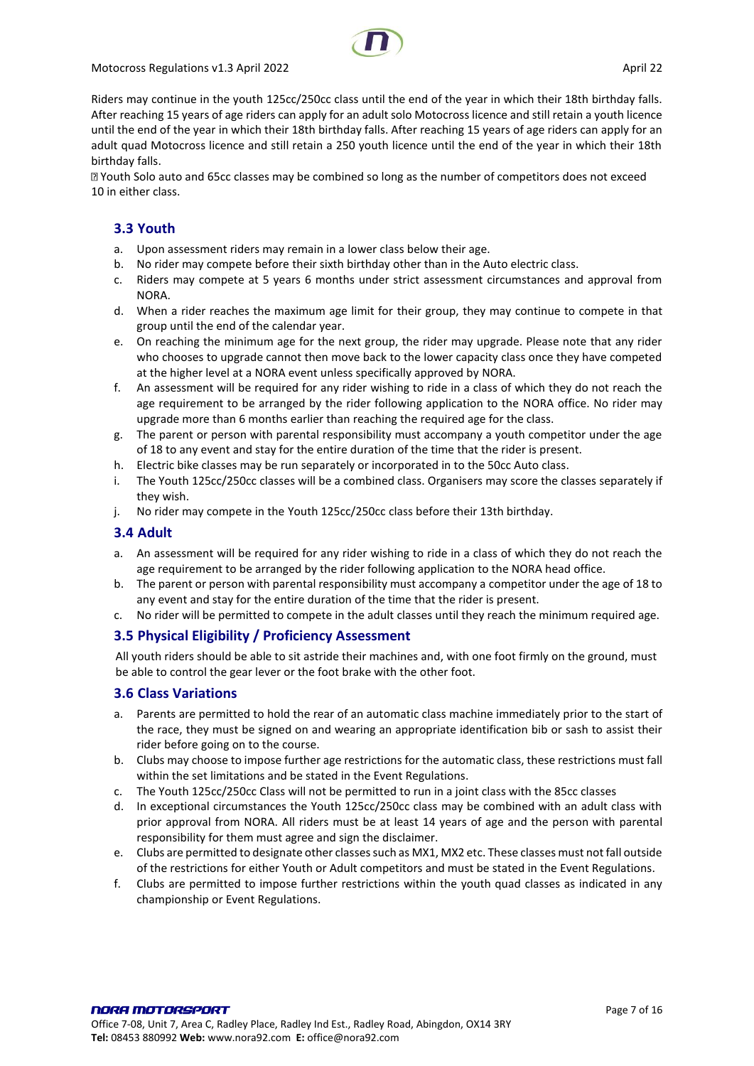Riders may continue in the youth 125cc/250cc class until the end of the year in which their 18th birthday falls. After reaching 15 years of age riders can apply for an adult solo Motocross licence and still retain a youth licence until the end of the year in which their 18th birthday falls. After reaching 15 years of age riders can apply for an adult quad Motocross licence and still retain a 250 youth licence until the end of the year in which their 18th birthday falls.

 Youth Solo auto and 65cc classes may be combined so long as the number of competitors does not exceed 10 in either class.

## 3.3 Youth

a. Upon assessment riders may remain in a lower class below their age.
b. No rider may compete before their sixth birthday other than in the Auto electric class.
c. Riders may compete at 5 years 6 months under strict assessment circumstances and approval from NORA.
d. When a rider reaches the maximum age limit for their group, they may continue to compete in that group until the end of the calendar year.
e. On reaching the minimum age for the next group, the rider may upgrade. Please note that any rider who chooses to upgrade cannot then move back to the lower capacity class once they have competed at the higher level at a NORA event unless specifically approved by NORA.
f. An assessment will be required for any rider wishing to ride in a class of which they do not reach the age requirement to be arranged by the rider following application to the NORA office. No rider may upgrade more than 6 months earlier than reaching the required age for the class.
g. The parent or person with parental responsibility must accompany a youth competitor under the age of 18 to any event and stay for the entire duration of the time that the rider is present.
h. Electric bike classes may be run separately or incorporated in to the 50cc Auto class.
i. The Youth 125cc/250cc classes will be a combined class. Organisers may score the classes separately if they wish.
j. No rider may compete in the Youth 125cc/250cc class before their 13th birthday.

## 3.4 Adult

a. An assessment will be required for any rider wishing to ride in a class of which they do not reach the age requirement to be arranged by the rider following application to the NORA head office.
b. The parent or person with parental responsibility must accompany a competitor under the age of 18 to any event and stay for the entire duration of the time that the rider is present.
c. No rider will be permitted to compete in the adult classes until they reach the minimum required age.

## 3.5 Physical Eligibility / Proficiency Assessment

All youth riders should be able to sit astride their machines and, with one foot firmly on the ground, must be able to control the gear lever or the foot brake with the other foot.

## 3.6 Class Variations

a. Parents are permitted to hold the rear of an automatic class machine immediately prior to the start of the race, they must be signed on and wearing an appropriate identification bib or sash to assist their rider before going on to the course.
b. Clubs may choose to impose further age restrictions for the automatic class, these restrictions must fall within the set limitations and be stated in the Event Regulations.
c. The Youth 125cc/250cc Class will not be permitted to run in a joint class with the 85cc classes
d. In exceptional circumstances the Youth 125cc/250cc class may be combined with an adult class with prior approval from NORA. All riders must be at least 14 years of age and the person with parental responsibility for them must agree and sign the disclaimer.
e. Clubs are permitted to designate other classes such as MX1, MX2 etc. These classes must not fall outside of the restrictions for either Youth or Adult competitors and must be stated in the Event Regulations.
f. Clubs are permitted to impose further restrictions within the youth quad classes as indicated in any championship or Event Regulations.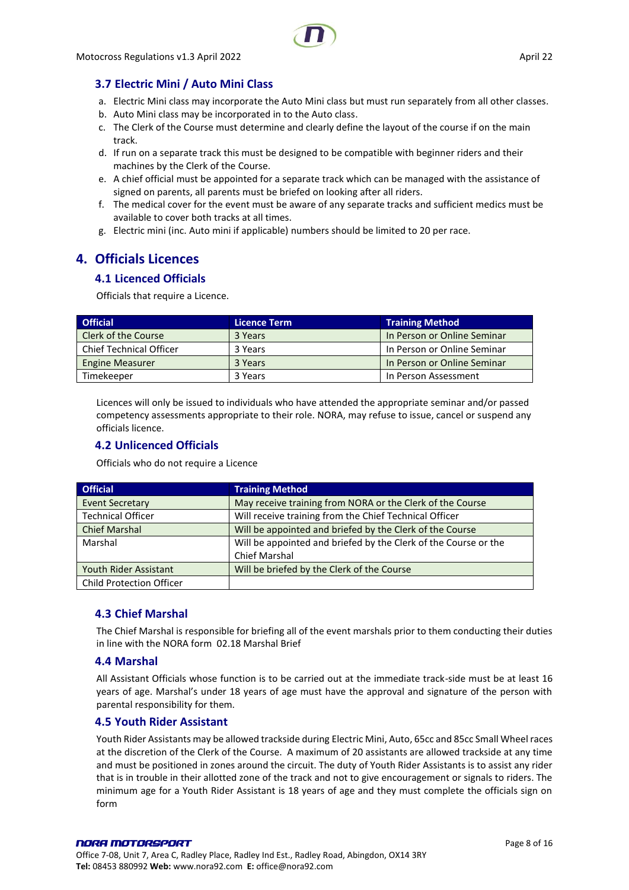### 3.7 Electric Mini / Auto Mini Class

a. Electric Mini class may incorporate the Auto Mini class but must run separately from all other classes.
b. Auto Mini class may be incorporated in to the Auto class.
c. The Clerk of the Course must determine and clearly define the layout of the course if on the main track.
d. If run on a separate track this must be designed to be compatible with beginner riders and their machines by the Clerk of the Course.
e. A chief official must be appointed for a separate track which can be managed with the assistance of signed on parents, all parents must be briefed on looking after all riders.
f. The medical cover for the event must be aware of any separate tracks and sufficient medics must be available to cover both tracks at all times.
g. Electric mini (inc. Auto mini if applicable) numbers should be limited to 20 per race.

## 4. Officials Licences

### 4.1 Licenced Officials

Officials that require a Licence.

| Official | Licence Term | Training Method |
|---|---|---|
| Clerk of the Course | 3 Years | In Person or Online Seminar |
| Chief Technical Officer | 3 Years | In Person or Online Seminar |
| Engine Measurer | 3 Years | In Person or Online Seminar |
| Timekeeper | 3 Years | In Person Assessment |

Licences will only be issued to individuals who have attended the appropriate seminar and/or passed competency assessments appropriate to their role. NORA, may refuse to issue, cancel or suspend any officials licence.

### 4.2 Unlicenced Officials

Officials who do not require a Licence

| Official | Training Method |
|---|---|
| Event Secretary | May receive training from NORA or the Clerk of the Course |
| Technical Officer | Will receive training from the Chief Technical Officer |
| Chief Marshal | Will be appointed and briefed by the Clerk of the Course |
| Marshal | Will be appointed and briefed by the Clerk of the Course or the Chief Marshal |
| Youth Rider Assistant | Will be briefed by the Clerk of the Course |
| Child Protection Officer | |

### 4.3 Chief Marshal

The Chief Marshal is responsible for briefing all of the event marshals prior to them conducting their duties in line with the NORA form 02.18 Marshal Brief

### 4.4 Marshal

All Assistant Officials whose function is to be carried out at the immediate track-side must be at least 16 years of age. Marshal's under 18 years of age must have the approval and signature of the person with parental responsibility for them.

### 4.5 Youth Rider Assistant

Youth Rider Assistants may be allowed trackside during Electric Mini, Auto, 65cc and 85cc Small Wheel races at the discretion of the Clerk of the Course. A maximum of 20 assistants are allowed trackside at any time and must be positioned in zones around the circuit. The duty of Youth Rider Assistants is to assist any rider that is in trouble in their allotted zone of the track and not to give encouragement or signals to riders. The minimum age for a Youth Rider Assistant is 18 years of age and they must complete the officials sign on form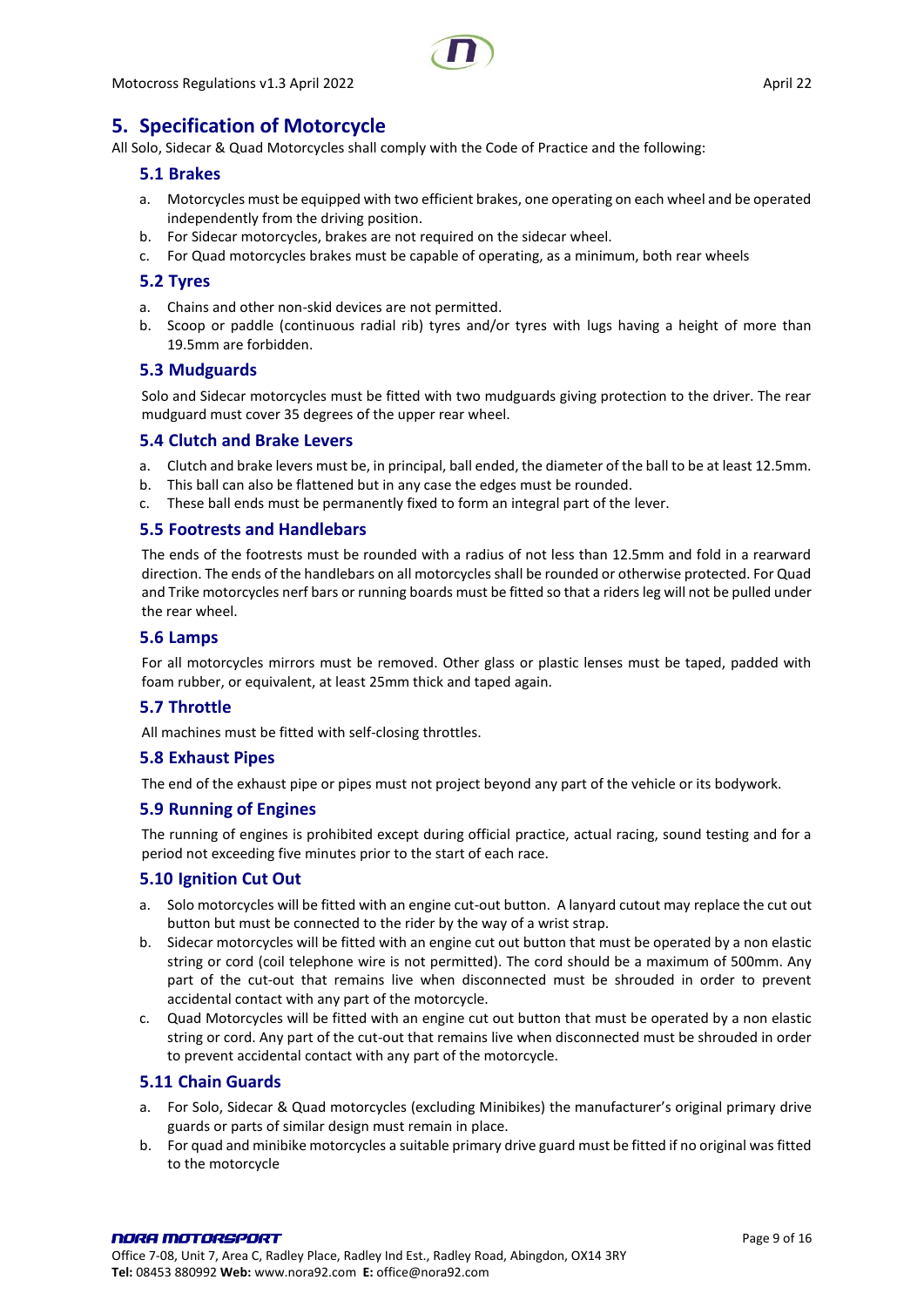## 5. Specification of Motorcycle

All Solo, Sidecar & Quad Motorcycles shall comply with the Code of Practice and the following:

### 5.1 Brakes

a. Motorcycles must be equipped with two efficient brakes, one operating on each wheel and be operated independently from the driving position.
b. For Sidecar motorcycles, brakes are not required on the sidecar wheel.
c. For Quad motorcycles brakes must be capable of operating, as a minimum, both rear wheels

### 5.2 Tyres

a. Chains and other non-skid devices are not permitted.
b. Scoop or paddle (continuous radial rib) tyres and/or tyres with lugs having a height of more than 19.5mm are forbidden.

### 5.3 Mudguards

Solo and Sidecar motorcycles must be fitted with two mudguards giving protection to the driver. The rear mudguard must cover 35 degrees of the upper rear wheel.

### 5.4 Clutch and Brake Levers

a. Clutch and brake levers must be, in principal, ball ended, the diameter of the ball to be at least 12.5mm.
b. This ball can also be flattened but in any case the edges must be rounded.
c. These ball ends must be permanently fixed to form an integral part of the lever.

### 5.5 Footrests and Handlebars

The ends of the footrests must be rounded with a radius of not less than 12.5mm and fold in a rearward direction. The ends of the handlebars on all motorcycles shall be rounded or otherwise protected. For Quad and Trike motorcycles nerf bars or running boards must be fitted so that a riders leg will not be pulled under the rear wheel.

### 5.6 Lamps

For all motorcycles mirrors must be removed. Other glass or plastic lenses must be taped, padded with foam rubber, or equivalent, at least 25mm thick and taped again.

### 5.7 Throttle

All machines must be fitted with self-closing throttles.

### 5.8 Exhaust Pipes

The end of the exhaust pipe or pipes must not project beyond any part of the vehicle or its bodywork.

### 5.9 Running of Engines

The running of engines is prohibited except during official practice, actual racing, sound testing and for a period not exceeding five minutes prior to the start of each race.

### 5.10 Ignition Cut Out

a. Solo motorcycles will be fitted with an engine cut-out button. A lanyard cutout may replace the cut out button but must be connected to the rider by the way of a wrist strap.
b. Sidecar motorcycles will be fitted with an engine cut out button that must be operated by a non elastic string or cord (coil telephone wire is not permitted). The cord should be a maximum of 500mm. Any part of the cut-out that remains live when disconnected must be shrouded in order to prevent accidental contact with any part of the motorcycle.
c. Quad Motorcycles will be fitted with an engine cut out button that must be operated by a non elastic string or cord. Any part of the cut-out that remains live when disconnected must be shrouded in order to prevent accidental contact with any part of the motorcycle.

### 5.11 Chain Guards

a. For Solo, Sidecar & Quad motorcycles (excluding Minibikes) the manufacturer's original primary drive guards or parts of similar design must remain in place.
b. For quad and minibike motorcycles a suitable primary drive guard must be fitted if no original was fitted to the motorcycle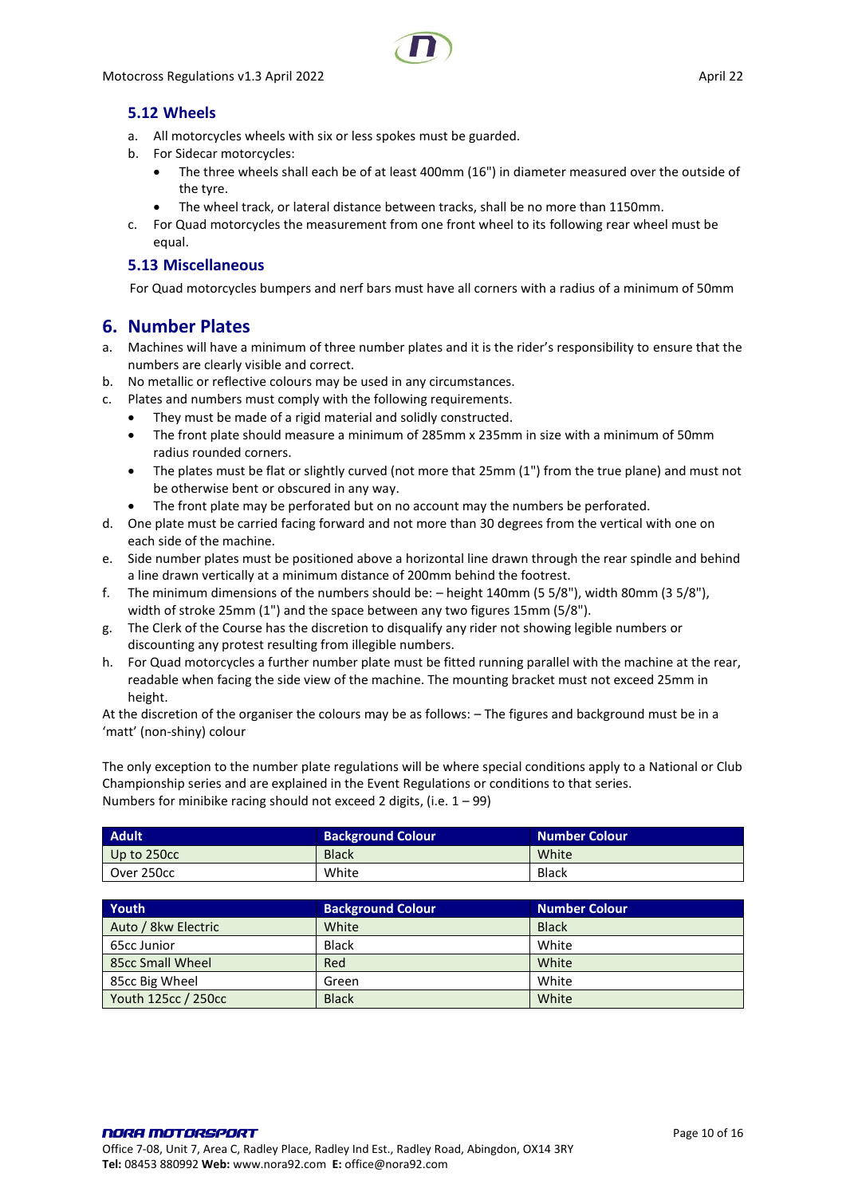### 5.12 Wheels

a. All motorcycles wheels with six or less spokes must be guarded.
b. For Sidecar motorcycles:
   - The three wheels shall each be of at least 400mm (16") in diameter measured over the outside of the tyre.
   - The wheel track, or lateral distance between tracks, shall be no more than 1150mm.
c. For Quad motorcycles the measurement from one front wheel to its following rear wheel must be equal.

### 5.13 Miscellaneous

For Quad motorcycles bumpers and nerf bars must have all corners with a radius of a minimum of 50mm

## 6. Number Plates

a. Machines will have a minimum of three number plates and it is the rider's responsibility to ensure that the numbers are clearly visible and correct.
b. No metallic or reflective colours may be used in any circumstances.
c. Plates and numbers must comply with the following requirements.
   - They must be made of a rigid material and solidly constructed.
   - The front plate should measure a minimum of 285mm x 235mm in size with a minimum of 50mm radius rounded corners.
   - The plates must be flat or slightly curved (not more that 25mm (1") from the true plane) and must not be otherwise bent or obscured in any way.
   - The front plate may be perforated but on no account may the numbers be perforated.
d. One plate must be carried facing forward and not more than 30 degrees from the vertical with one on each side of the machine.
e. Side number plates must be positioned above a horizontal line drawn through the rear spindle and behind a line drawn vertically at a minimum distance of 200mm behind the footrest.
f. The minimum dimensions of the numbers should be: – height 140mm (5 5/8"), width 80mm (3 5/8"), width of stroke 25mm (1") and the space between any two figures 15mm (5/8").
g. The Clerk of the Course has the discretion to disqualify any rider not showing legible numbers or discounting any protest resulting from illegible numbers.
h. For Quad motorcycles a further number plate must be fitted running parallel with the machine at the rear, readable when facing the side view of the machine. The mounting bracket must not exceed 25mm in height.

At the discretion of the organiser the colours may be as follows: – The figures and background must be in a 'matt' (non-shiny) colour

The only exception to the number plate regulations will be where special conditions apply to a National or Club Championship series and are explained in the Event Regulations or conditions to that series.
Numbers for minibike racing should not exceed 2 digits, (i.e. 1 – 99)

| Adult | Background Colour | Number Colour |
|---|---|---|
| Up to 250cc | Black | White |
| Over 250cc | White | Black |

| Youth | Background Colour | Number Colour |
|---|---|---|
| Auto / 8kw Electric | White | Black |
| 65cc Junior | Black | White |
| 85cc Small Wheel | Red | White |
| 85cc Big Wheel | Green | White |
| Youth 125cc / 250cc | Black | White |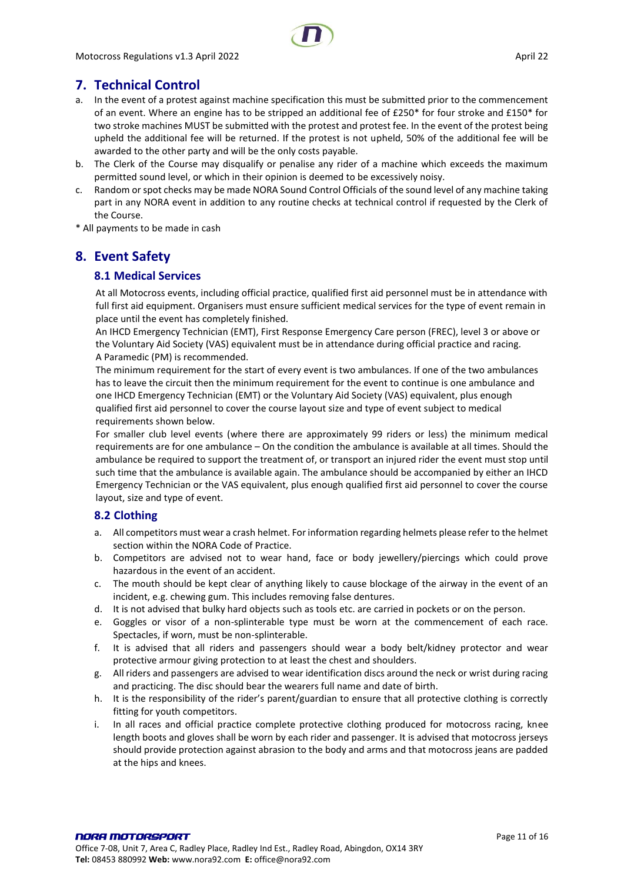## 7. Technical Control

a. In the event of a protest against machine specification this must be submitted prior to the commencement of an event. Where an engine has to be stripped an additional fee of £250* for four stroke and £150* for two stroke machines MUST be submitted with the protest and protest fee. In the event of the protest being upheld the additional fee will be returned. If the protest is not upheld, 50% of the additional fee will be awarded to the other party and will be the only costs payable.

b. The Clerk of the Course may disqualify or penalise any rider of a machine which exceeds the maximum permitted sound level, or which in their opinion is deemed to be excessively noisy.

c. Random or spot checks may be made NORA Sound Control Officials of the sound level of any machine taking part in any NORA event in addition to any routine checks at technical control if requested by the Clerk of the Course.

* All payments to be made in cash

## 8. Event Safety

### 8.1 Medical Services

At all Motocross events, including official practice, qualified first aid personnel must be in attendance with full first aid equipment. Organisers must ensure sufficient medical services for the type of event remain in place until the event has completely finished.

An IHCD Emergency Technician (EMT), First Response Emergency Care person (FREC), level 3 or above or the Voluntary Aid Society (VAS) equivalent must be in attendance during official practice and racing.

A Paramedic (PM) is recommended.

The minimum requirement for the start of every event is two ambulances. If one of the two ambulances has to leave the circuit then the minimum requirement for the event to continue is one ambulance and one IHCD Emergency Technician (EMT) or the Voluntary Aid Society (VAS) equivalent, plus enough qualified first aid personnel to cover the course layout size and type of event subject to medical requirements shown below.

For smaller club level events (where there are approximately 99 riders or less) the minimum medical requirements are for one ambulance – On the condition the ambulance is available at all times. Should the ambulance be required to support the treatment of, or transport an injured rider the event must stop until such time that the ambulance is available again. The ambulance should be accompanied by either an IHCD Emergency Technician or the VAS equivalent, plus enough qualified first aid personnel to cover the course layout, size and type of event.

### 8.2 Clothing

a. All competitors must wear a crash helmet. For information regarding helmets please refer to the helmet section within the NORA Code of Practice.

b. Competitors are advised not to wear hand, face or body jewellery/piercings which could prove hazardous in the event of an accident.

c. The mouth should be kept clear of anything likely to cause blockage of the airway in the event of an incident, e.g. chewing gum. This includes removing false dentures.

d. It is not advised that bulky hard objects such as tools etc. are carried in pockets or on the person.

e. Goggles or visor of a non-splinterable type must be worn at the commencement of each race. Spectacles, if worn, must be non-splinterable.

f. It is advised that all riders and passengers should wear a body belt/kidney protector and wear protective armour giving protection to at least the chest and shoulders.

g. All riders and passengers are advised to wear identification discs around the neck or wrist during racing and practicing. The disc should bear the wearers full name and date of birth.

h. It is the responsibility of the rider's parent/guardian to ensure that all protective clothing is correctly fitting for youth competitors.

i. In all races and official practice complete protective clothing produced for motocross racing, knee length boots and gloves shall be worn by each rider and passenger. It is advised that motocross jerseys should provide protection against abrasion to the body and arms and that motocross jeans are padded at the hips and knees.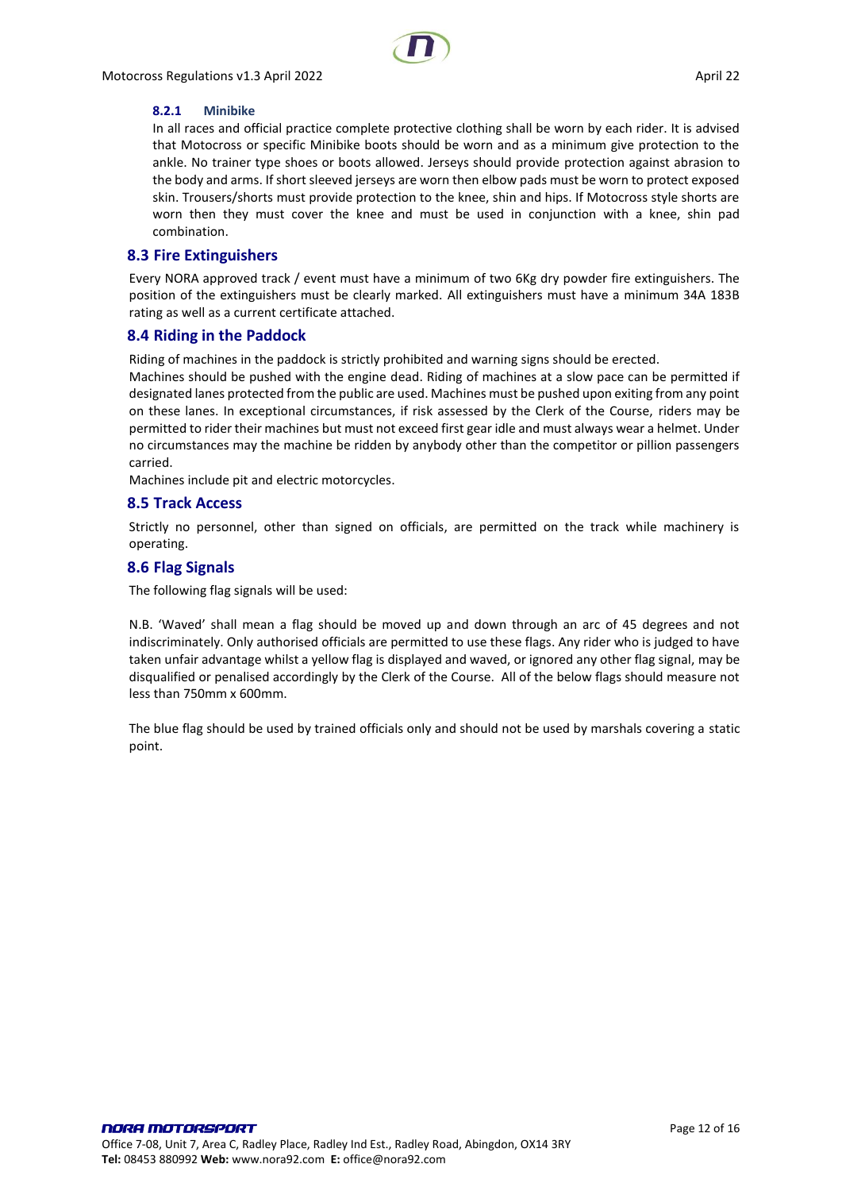#### 8.2.1 Minibike

In all races and official practice complete protective clothing shall be worn by each rider. It is advised that Motocross or specific Minibike boots should be worn and as a minimum give protection to the ankle. No trainer type shoes or boots allowed. Jerseys should provide protection against abrasion to the body and arms. If short sleeved jerseys are worn then elbow pads must be worn to protect exposed skin. Trousers/shorts must provide protection to the knee, shin and hips. If Motocross style shorts are worn then they must cover the knee and must be used in conjunction with a knee, shin pad combination.

### 8.3 Fire Extinguishers

Every NORA approved track / event must have a minimum of two 6Kg dry powder fire extinguishers. The position of the extinguishers must be clearly marked. All extinguishers must have a minimum 34A 183B rating as well as a current certificate attached.

### 8.4 Riding in the Paddock

Riding of machines in the paddock is strictly prohibited and warning signs should be erected.

Machines should be pushed with the engine dead. Riding of machines at a slow pace can be permitted if designated lanes protected from the public are used. Machines must be pushed upon exiting from any point on these lanes. In exceptional circumstances, if risk assessed by the Clerk of the Course, riders may be permitted to rider their machines but must not exceed first gear idle and must always wear a helmet. Under no circumstances may the machine be ridden by anybody other than the competitor or pillion passengers carried.

Machines include pit and electric motorcycles.

### 8.5 Track Access

Strictly no personnel, other than signed on officials, are permitted on the track while machinery is operating.

### 8.6 Flag Signals

The following flag signals will be used:

N.B. 'Waved' shall mean a flag should be moved up and down through an arc of 45 degrees and not indiscriminately. Only authorised officials are permitted to use these flags. Any rider who is judged to have taken unfair advantage whilst a yellow flag is displayed and waved, or ignored any other flag signal, may be disqualified or penalised accordingly by the Clerk of the Course. All of the below flags should measure not less than 750mm x 600mm.

The blue flag should be used by trained officials only and should not be used by marshals covering a static point.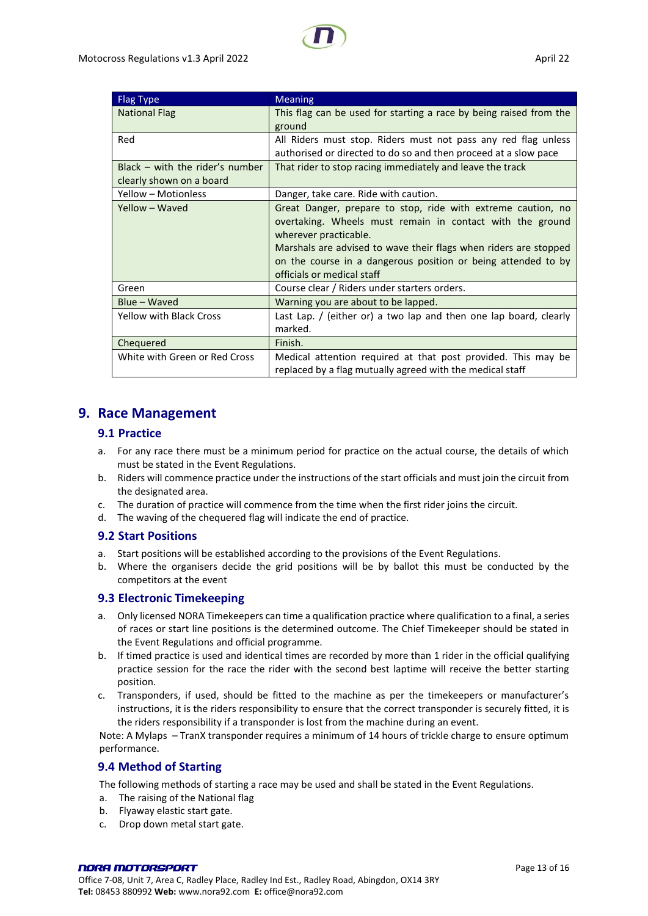| Flag Type | Meaning |
|---|---|
| National Flag | This flag can be used for starting a race by being raised from the ground |
| Red | All Riders must stop. Riders must not pass any red flag unless authorised or directed to do so and then proceed at a slow pace |
| Black – with the rider's number clearly shown on a board | That rider to stop racing immediately and leave the track |
| Yellow – Motionless | Danger, take care. Ride with caution. |
| Yellow – Waved | Great Danger, prepare to stop, ride with extreme caution, no overtaking. Wheels must remain in contact with the ground wherever practicable.<br>Marshals are advised to wave their flags when riders are stopped on the course in a dangerous position or being attended to by officials or medical staff |
| Green | Course clear / Riders under starters orders. |
| Blue – Waved | Warning you are about to be lapped. |
| Yellow with Black Cross | Last Lap. / (either or) a two lap and then one lap board, clearly marked. |
| Chequered | Finish. |
| White with Green or Red Cross | Medical attention required at that post provided. This may be replaced by a flag mutually agreed with the medical staff |

# 9. Race Management

## 9.1 Practice

a. For any race there must be a minimum period for practice on the actual course, the details of which must be stated in the Event Regulations.
b. Riders will commence practice under the instructions of the start officials and must join the circuit from the designated area.
c. The duration of practice will commence from the time when the first rider joins the circuit.
d. The waving of the chequered flag will indicate the end of practice.

## 9.2 Start Positions

a. Start positions will be established according to the provisions of the Event Regulations.
b. Where the organisers decide the grid positions will be by ballot this must be conducted by the competitors at the event

## 9.3 Electronic Timekeeping

a. Only licensed NORA Timekeepers can time a qualification practice where qualification to a final, a series of races or start line positions is the determined outcome. The Chief Timekeeper should be stated in the Event Regulations and official programme.
b. If timed practice is used and identical times are recorded by more than 1 rider in the official qualifying practice session for the race the rider with the second best laptime will receive the better starting position.
c. Transponders, if used, should be fitted to the machine as per the timekeepers or manufacturer's instructions, it is the riders responsibility to ensure that the correct transponder is securely fitted, it is the riders responsibility if a transponder is lost from the machine during an event.

Note: A Mylaps – TranX transponder requires a minimum of 14 hours of trickle charge to ensure optimum performance.

## 9.4 Method of Starting

The following methods of starting a race may be used and shall be stated in the Event Regulations.

a. The raising of the National flag
b. Flyaway elastic start gate.
c. Drop down metal start gate.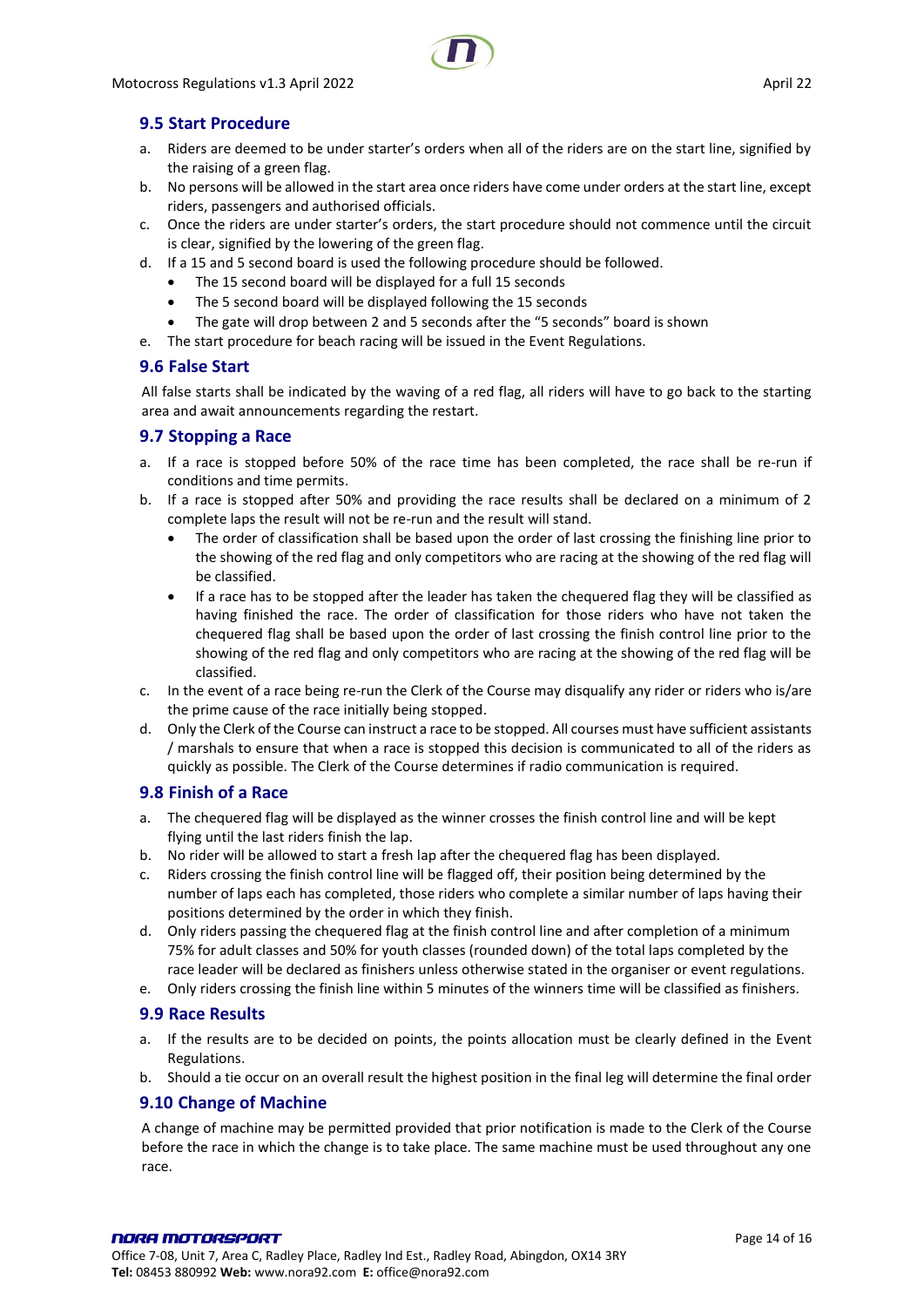## 9.5 Start Procedure

a. Riders are deemed to be under starter's orders when all of the riders are on the start line, signified by the raising of a green flag.
b. No persons will be allowed in the start area once riders have come under orders at the start line, except riders, passengers and authorised officials.
c. Once the riders are under starter's orders, the start procedure should not commence until the circuit is clear, signified by the lowering of the green flag.
d. If a 15 and 5 second board is used the following procedure should be followed.
   - The 15 second board will be displayed for a full 15 seconds
   - The 5 second board will be displayed following the 15 seconds
   - The gate will drop between 2 and 5 seconds after the "5 seconds" board is shown
e. The start procedure for beach racing will be issued in the Event Regulations.

## 9.6 False Start

All false starts shall be indicated by the waving of a red flag, all riders will have to go back to the starting area and await announcements regarding the restart.

## 9.7 Stopping a Race

a. If a race is stopped before 50% of the race time has been completed, the race shall be re-run if conditions and time permits.
b. If a race is stopped after 50% and providing the race results shall be declared on a minimum of 2 complete laps the result will not be re-run and the result will stand.
   - The order of classification shall be based upon the order of last crossing the finishing line prior to the showing of the red flag and only competitors who are racing at the showing of the red flag will be classified.
   - If a race has to be stopped after the leader has taken the chequered flag they will be classified as having finished the race. The order of classification for those riders who have not taken the chequered flag shall be based upon the order of last crossing the finish control line prior to the showing of the red flag and only competitors who are racing at the showing of the red flag will be classified.
c. In the event of a race being re-run the Clerk of the Course may disqualify any rider or riders who is/are the prime cause of the race initially being stopped.
d. Only the Clerk of the Course can instruct a race to be stopped. All courses must have sufficient assistants / marshals to ensure that when a race is stopped this decision is communicated to all of the riders as quickly as possible. The Clerk of the Course determines if radio communication is required.

## 9.8 Finish of a Race

a. The chequered flag will be displayed as the winner crosses the finish control line and will be kept flying until the last riders finish the lap.
b. No rider will be allowed to start a fresh lap after the chequered flag has been displayed.
c. Riders crossing the finish control line will be flagged off, their position being determined by the number of laps each has completed, those riders who complete a similar number of laps having their positions determined by the order in which they finish.
d. Only riders passing the chequered flag at the finish control line and after completion of a minimum 75% for adult classes and 50% for youth classes (rounded down) of the total laps completed by the race leader will be declared as finishers unless otherwise stated in the organiser or event regulations.
e. Only riders crossing the finish line within 5 minutes of the winners time will be classified as finishers.

## 9.9 Race Results

a. If the results are to be decided on points, the points allocation must be clearly defined in the Event Regulations.
b. Should a tie occur on an overall result the highest position in the final leg will determine the final order

## 9.10 Change of Machine

A change of machine may be permitted provided that prior notification is made to the Clerk of the Course before the race in which the change is to take place. The same machine must be used throughout any one race.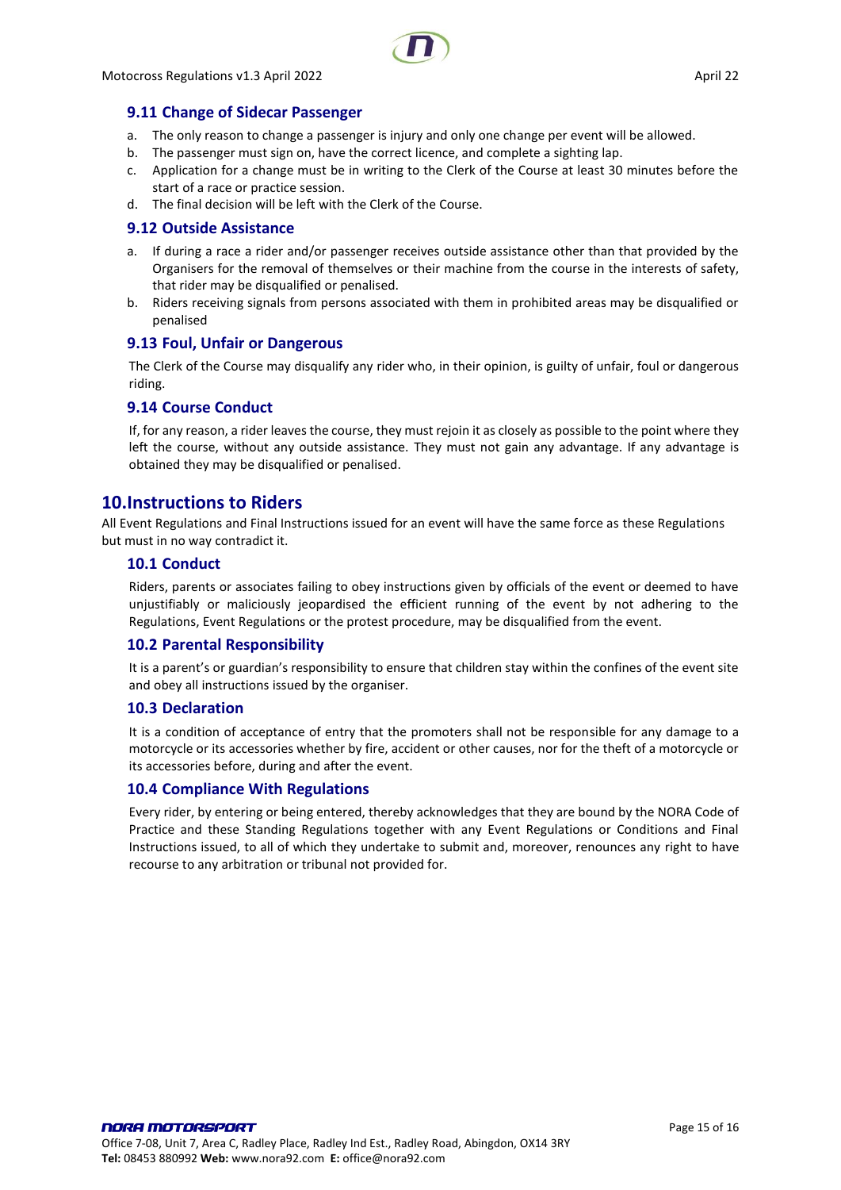### 9.11 Change of Sidecar Passenger

a. The only reason to change a passenger is injury and only one change per event will be allowed.
b. The passenger must sign on, have the correct licence, and complete a sighting lap.
c. Application for a change must be in writing to the Clerk of the Course at least 30 minutes before the start of a race or practice session.
d. The final decision will be left with the Clerk of the Course.

### 9.12 Outside Assistance

a. If during a race a rider and/or passenger receives outside assistance other than that provided by the Organisers for the removal of themselves or their machine from the course in the interests of safety, that rider may be disqualified or penalised.
b. Riders receiving signals from persons associated with them in prohibited areas may be disqualified or penalised

### 9.13 Foul, Unfair or Dangerous

The Clerk of the Course may disqualify any rider who, in their opinion, is guilty of unfair, foul or dangerous riding.

### 9.14 Course Conduct

If, for any reason, a rider leaves the course, they must rejoin it as closely as possible to the point where they left the course, without any outside assistance. They must not gain any advantage. If any advantage is obtained they may be disqualified or penalised.

## 10. Instructions to Riders

All Event Regulations and Final Instructions issued for an event will have the same force as these Regulations but must in no way contradict it.

### 10.1 Conduct

Riders, parents or associates failing to obey instructions given by officials of the event or deemed to have unjustifiably or maliciously jeopardised the efficient running of the event by not adhering to the Regulations, Event Regulations or the protest procedure, may be disqualified from the event.

### 10.2 Parental Responsibility

It is a parent's or guardian's responsibility to ensure that children stay within the confines of the event site and obey all instructions issued by the organiser.

### 10.3 Declaration

It is a condition of acceptance of entry that the promoters shall not be responsible for any damage to a motorcycle or its accessories whether by fire, accident or other causes, nor for the theft of a motorcycle or its accessories before, during and after the event.

### 10.4 Compliance With Regulations

Every rider, by entering or being entered, thereby acknowledges that they are bound by the NORA Code of Practice and these Standing Regulations together with any Event Regulations or Conditions and Final Instructions issued, to all of which they undertake to submit and, moreover, renounces any right to have recourse to any arbitration or tribunal not provided for.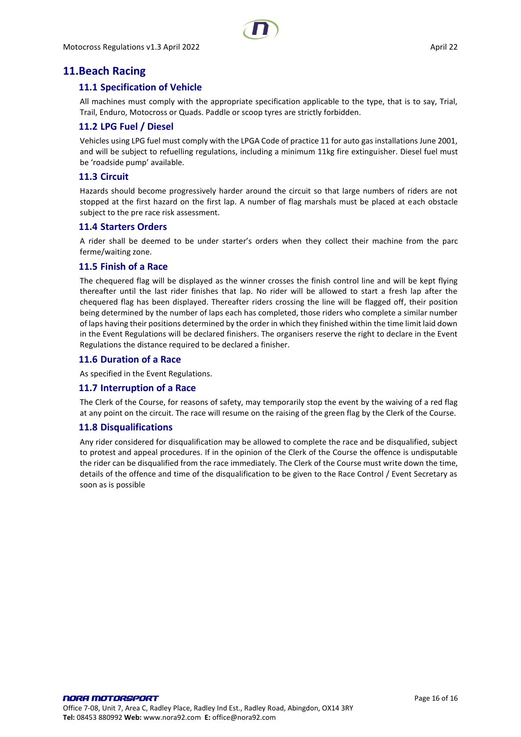# 11. Beach Racing

## 11.1 Specification of Vehicle

All machines must comply with the appropriate specification applicable to the type, that is to say, Trial, Trail, Enduro, Motocross or Quads. Paddle or scoop tyres are strictly forbidden.

## 11.2 LPG Fuel / Diesel

Vehicles using LPG fuel must comply with the LPGA Code of practice 11 for auto gas installations June 2001, and will be subject to refuelling regulations, including a minimum 11kg fire extinguisher. Diesel fuel must be 'roadside pump' available.

## 11.3 Circuit

Hazards should become progressively harder around the circuit so that large numbers of riders are not stopped at the first hazard on the first lap. A number of flag marshals must be placed at each obstacle subject to the pre race risk assessment.

## 11.4 Starters Orders

A rider shall be deemed to be under starter's orders when they collect their machine from the parc ferme/waiting zone.

## 11.5 Finish of a Race

The chequered flag will be displayed as the winner crosses the finish control line and will be kept flying thereafter until the last rider finishes that lap. No rider will be allowed to start a fresh lap after the chequered flag has been displayed. Thereafter riders crossing the line will be flagged off, their position being determined by the number of laps each has completed, those riders who complete a similar number of laps having their positions determined by the order in which they finished within the time limit laid down in the Event Regulations will be declared finishers. The organisers reserve the right to declare in the Event Regulations the distance required to be declared a finisher.

## 11.6 Duration of a Race

As specified in the Event Regulations.

## 11.7 Interruption of a Race

The Clerk of the Course, for reasons of safety, may temporarily stop the event by the waiving of a red flag at any point on the circuit. The race will resume on the raising of the green flag by the Clerk of the Course.

## 11.8 Disqualifications

Any rider considered for disqualification may be allowed to complete the race and be disqualified, subject to protest and appeal procedures. If in the opinion of the Clerk of the Course the offence is undisputable the rider can be disqualified from the race immediately. The Clerk of the Course must write down the time, details of the offence and time of the disqualification to be given to the Race Control / Event Secretary as soon as is possible